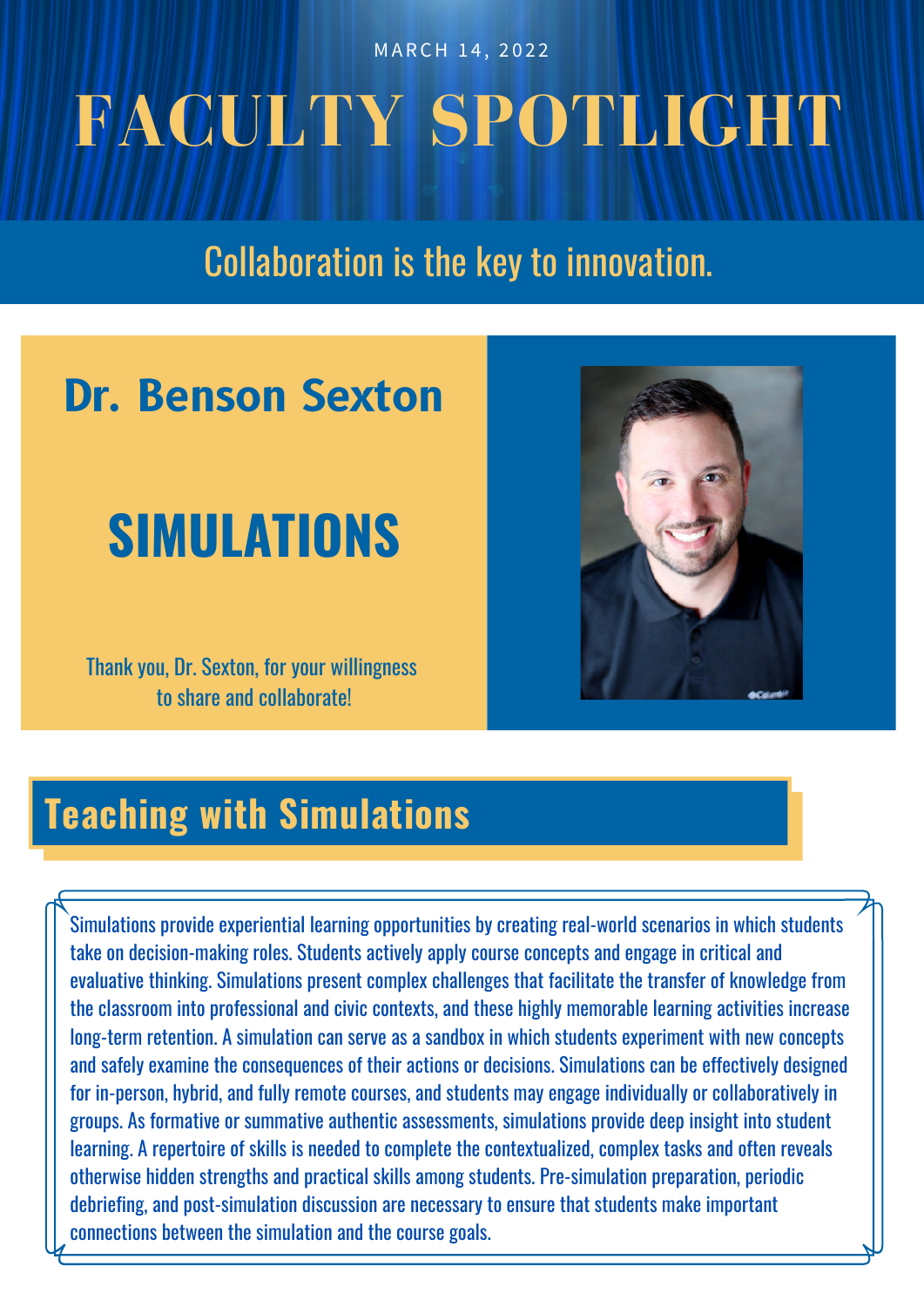MARCH 14, 2022

# FACULTY SPOTLIGHT

Collaboration is the key to innovation.

## Dr. Benson Sexton

## SIMULATIONS

Thank you, Dr. Sexton, for your willingness to share and collaborate!

## Teaching with Simulations

Simulations provide experiential learning opportunities by creating real-world scenarios in which students take on decision-making roles. Students actively apply course concepts and engage in critical and evaluative thinking. Simulations present complex challenges that facilitate the transfer of knowledge from the classroom into professional and civic contexts, and these highly memorable learning activities increase long-term retention. A simulation can serve as a sandbox in which students experiment with new concepts and safely examine the consequences of their actions or decisions. Simulations can be effectively designed for in-person, hybrid, and fully remote courses, and students may engage individually or collaboratively in groups. As formative or summative authentic assessments, simulations provide deep insight into student learning. A repertoire of skills is needed to complete the contextualized, complex tasks and often reveals otherwise hidden strengths and practical skills among students. Pre-simulation preparation, periodic debriefing, and post-simulation discussion are necessary to ensure that students make important connections between the simulation and the course goals.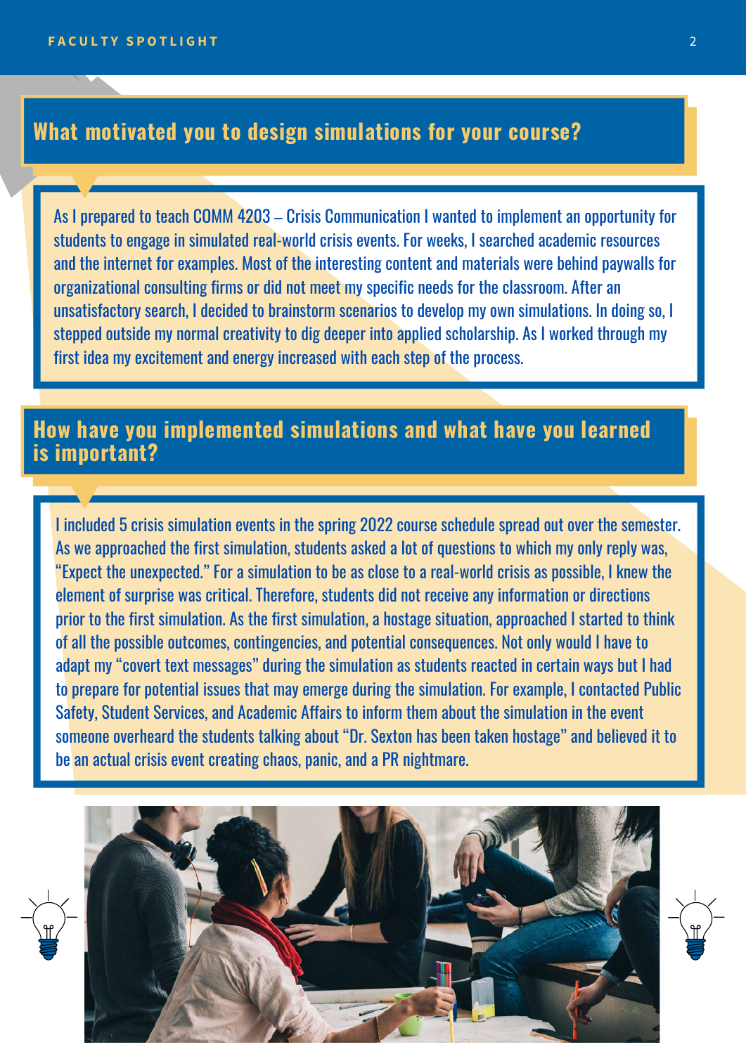## What motivated you to design simulations for your course?

As I prepared to teach COMM 4203 – Crisis Communication I wanted to implement an opportunity for students to engage in simulated real-world crisis events. For weeks, I searched academic resources and the internet for examples. Most of the interesting content and materials were behind paywalls for organizational consulting firms or did not meet my specific needs for the classroom. After an unsatisfactory search, I decided to brainstorm scenarios to develop my own simulations. In doing so, I stepped outside my normal creativity to dig deeper into applied scholarship. As I worked through my first idea my excitement and energy increased with each step of the process.

## How have you implemented simulations and what have you learned is important?

I included 5 crisis simulation events in the spring 2022 course schedule spread out over the semester. As we approached the first simulation, students asked a lot of questions to which my only reply was, "Expect the unexpected." For a simulation to be as close to a real-world crisis as possible, I knew the element of surprise was critical. Therefore, students did not receive any information or directions prior to the first simulation. As the first simulation, a hostage situation, approached I started to think of all the possible outcomes, contingencies, and potential consequences. Not only would I have to adapt my "covert text messages" during the simulation as students reacted in certain ways but I had to prepare for potential issues that may emerge during the simulation. For example, I contacted Public Safety, Student Services, and Academic Affairs to inform them about the simulation in the event someone overheard the students talking about "Dr. Sexton has been taken hostage" and believed it to be an actual crisis event creating chaos, panic, and a PR nightmare.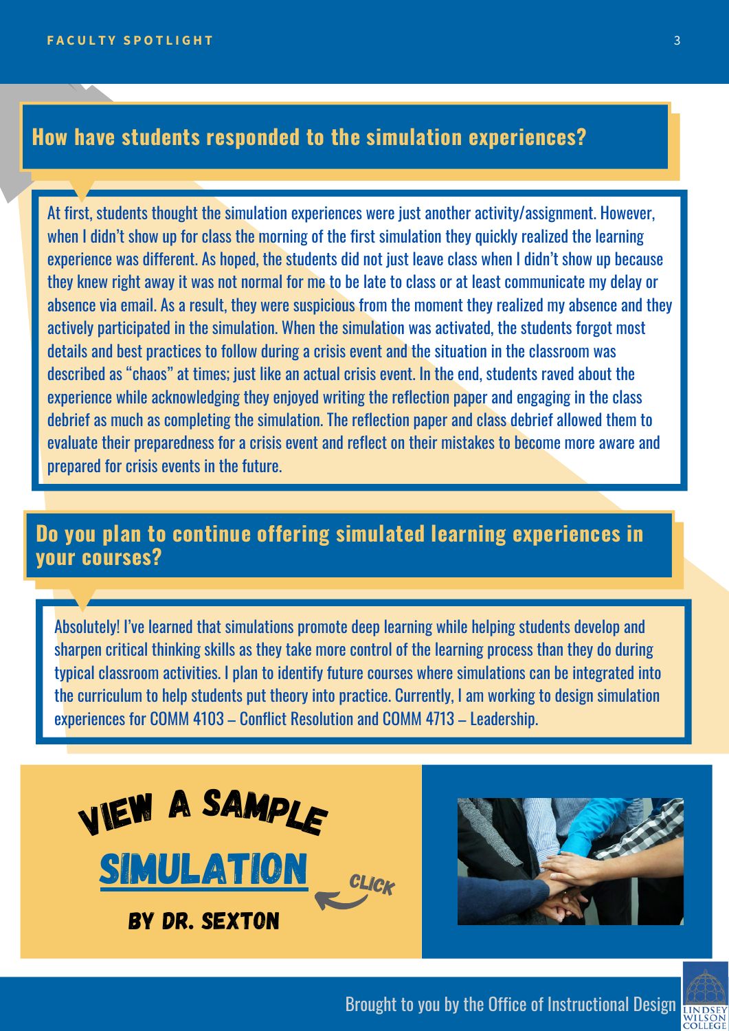## How have students responded to the simulation experiences?

At first, students thought the simulation experiences were just another activity/assignment. However, when I didn't show up for class the morning of the first simulation they quickly realized the learning experience was different. As hoped, the students did not just leave class when I didn't show up because they knew right away it was not normal for me to be late to class or at least communicate my delay or absence via email. As a result, they were suspicious from the moment they realized my absence and they actively participated in the simulation. When the simulation was activated, the students forgot most details and best practices to follow during a crisis event and the situation in the classroom was described as "chaos" at times; just like an actual crisis event. In the end, students raved about the experience while acknowledging they enjoyed writing the reflection paper and engaging in the class debrief as much as completing the simulation. The reflection paper and class debrief allowed them to evaluate their preparedness for a crisis event and reflect on their mistakes to become more aware and prepared for crisis events in the future.

## Do you plan to continue offering simulated learning experiences in your courses?

Absolutely! I've learned that simulations promote deep learning while helping students develop and sharpen critical thinking skills as they take more control of the learning process than they do during typical classroom activities. I plan to identify future courses where simulations can be integrated into the curriculum to help students put theory into practice. Currently, I am working to design simulation experiences for COMM 4103 – Conflict Resolution and COMM 4713 – Leadership.

VIEW A SAMPLE

SIMULATION

CLICK

BY DR. SEXTON

Brought to you by the Office of Instructional Design